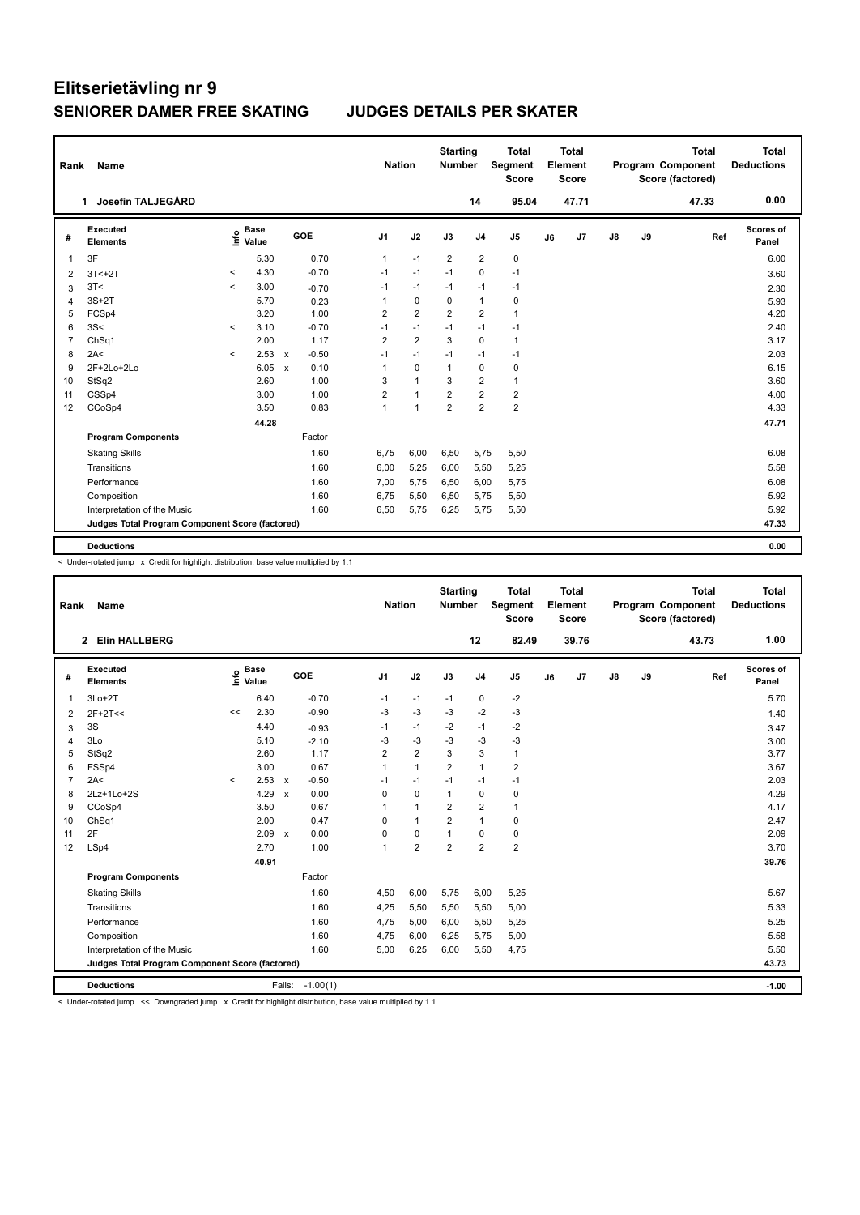# Elitserietävling nr 9

## SENIORER DAMER FREE SKATING JUDGES DETAILS PER SKATER

| Rank | Name | Nation | Starting Number | Total Segment Score | Total Element Score | Total Program Component Score (factored) | Total Deductions |
|---|---|---|---|---|---|---|---|
| 1 | Josefin TALJEGÅRD | | 14 | 95.04 | 47.71 | 47.33 | 0.00 |

| # | Executed Elements | Info | Base Value | | GOE | J1 | J2 | J3 | J4 | J5 | J6 | J7 | J8 | J9 | Ref | Scores of Panel |
|---|---|---|---|---|---|---|---|---|---|---|---|---|---|---|---|---|
| 1 | 3F | | 5.30 | | 0.70 | 1 | -1 | 2 | 2 | 0 | | | | | | 6.00 |
| 2 | 3T<+2T | < | 4.30 | | -0.70 | -1 | -1 | -1 | 0 | -1 | | | | | | 3.60 |
| 3 | 3T< | < | 3.00 | | -0.70 | -1 | -1 | -1 | -1 | -1 | | | | | | 2.30 |
| 4 | 3S+2T | | 5.70 | | 0.23 | 1 | 0 | 0 | 1 | 0 | | | | | | 5.93 |
| 5 | FCSp4 | | 3.20 | | 1.00 | 2 | 2 | 2 | 2 | 1 | | | | | | 4.20 |
| 6 | 3S< | < | 3.10 | | -0.70 | -1 | -1 | -1 | -1 | -1 | | | | | | 2.40 |
| 7 | ChSq1 | | 2.00 | | 1.17 | 2 | 2 | 3 | 0 | 1 | | | | | | 3.17 |
| 8 | 2A< | < | 2.53 | x | -0.50 | -1 | -1 | -1 | -1 | -1 | | | | | | 2.03 |
| 9 | 2F+2Lo+2Lo | | 6.05 | x | 0.10 | 1 | 0 | 1 | 0 | 0 | | | | | | 6.15 |
| 10 | StSq2 | | 2.60 | | 1.00 | 3 | 1 | 3 | 2 | 1 | | | | | | 3.60 |
| 11 | CSSp4 | | 3.00 | | 1.00 | 2 | 1 | 2 | 2 | 2 | | | | | | 4.00 |
| 12 | CCoSp4 | | 3.50 | | 0.83 | 1 | 1 | 2 | 2 | 2 | | | | | | 4.33 |
| | | | 44.28 | | | | | | | | | | | | | 47.71 |
| | **Program Components** | | | | Factor | | | | | | | | | | | |
| | Skating Skills | | | | 1.60 | 6,75 | 6,00 | 6,50 | 5,75 | 5,50 | | | | | | 6.08 |
| | Transitions | | | | 1.60 | 6,00 | 5,25 | 6,00 | 5,50 | 5,25 | | | | | | 5.58 |
| | Performance | | | | 1.60 | 7,00 | 5,75 | 6,50 | 6,00 | 5,75 | | | | | | 6.08 |
| | Composition | | | | 1.60 | 6,75 | 5,50 | 6,50 | 5,75 | 5,50 | | | | | | 5.92 |
| | Interpretation of the Music | | | | 1.60 | 6,50 | 5,75 | 6,25 | 5,75 | 5,50 | | | | | | 5.92 |
| | **Judges Total Program Component Score (factored)** | | | | | | | | | | | | | | | 47.33 |
| | **Deductions** | | | | | | | | | | | | | | | 0.00 |

< Under-rotated jump x Credit for highlight distribution, base value multiplied by 1.1

| Rank | Name | Nation | Starting Number | Total Segment Score | Total Element Score | Total Program Component Score (factored) | Total Deductions |
|---|---|---|---|---|---|---|---|
| 2 | Elin HALLBERG | | 12 | 82.49 | 39.76 | 43.73 | 1.00 |

| # | Executed Elements | Info | Base Value | | GOE | J1 | J2 | J3 | J4 | J5 | J6 | J7 | J8 | J9 | Ref | Scores of Panel |
|---|---|---|---|---|---|---|---|---|---|---|---|---|---|---|---|---|
| 1 | 3Lo+2T | | 6.40 | | -0.70 | -1 | -1 | -1 | 0 | -2 | | | | | | 5.70 |
| 2 | 2F+2T<< | << | 2.30 | | -0.90 | -3 | -3 | -3 | -2 | -3 | | | | | | 1.40 |
| 3 | 3S | | 4.40 | | -0.93 | -1 | -1 | -2 | -1 | -2 | | | | | | 3.47 |
| 4 | 3Lo | | 5.10 | | -2.10 | -3 | -3 | -3 | -3 | -3 | | | | | | 3.00 |
| 5 | StSq2 | | 2.60 | | 1.17 | 2 | 2 | 3 | 3 | 1 | | | | | | 3.77 |
| 6 | FSSp4 | | 3.00 | | 0.67 | 1 | 1 | 2 | 1 | 2 | | | | | | 3.67 |
| 7 | 2A< | < | 2.53 | x | -0.50 | -1 | -1 | -1 | -1 | -1 | | | | | | 2.03 |
| 8 | 2Lz+1Lo+2S | | 4.29 | x | 0.00 | 0 | 0 | 1 | 0 | 0 | | | | | | 4.29 |
| 9 | CCoSp4 | | 3.50 | | 0.67 | 1 | 1 | 2 | 2 | 1 | | | | | | 4.17 |
| 10 | ChSq1 | | 2.00 | | 0.47 | 0 | 1 | 2 | 1 | 0 | | | | | | 2.47 |
| 11 | 2F | | 2.09 | x | 0.00 | 0 | 0 | 1 | 0 | 0 | | | | | | 2.09 |
| 12 | LSp4 | | 2.70 | | 1.00 | 1 | 2 | 2 | 2 | 2 | | | | | | 3.70 |
| | | | 40.91 | | | | | | | | | | | | | 39.76 |
| | **Program Components** | | | | Factor | | | | | | | | | | | |
| | Skating Skills | | | | 1.60 | 4,50 | 6,00 | 5,75 | 6,00 | 5,25 | | | | | | 5.67 |
| | Transitions | | | | 1.60 | 4,25 | 5,50 | 5,50 | 5,50 | 5,00 | | | | | | 5.33 |
| | Performance | | | | 1.60 | 4,75 | 5,00 | 6,00 | 5,50 | 5,25 | | | | | | 5.25 |
| | Composition | | | | 1.60 | 4,75 | 6,00 | 6,25 | 5,75 | 5,00 | | | | | | 5.58 |
| | Interpretation of the Music | | | | 1.60 | 5,00 | 6,25 | 6,00 | 5,50 | 4,75 | | | | | | 5.50 |
| | **Judges Total Program Component Score (factored)** | | | | | | | | | | | | | | | 43.73 |
| | **Deductions** | | | Falls: | -1.00(1) | | | | | | | | | | | -1.00 |

< Under-rotated jump << Downgraded jump x Credit for highlight distribution, base value multiplied by 1.1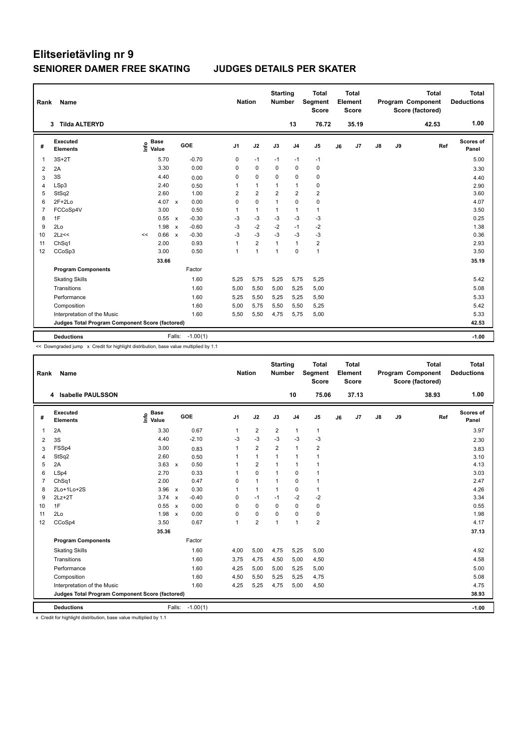# Elitserietävling nr 9

## SENIORER DAMER FREE SKATING JUDGES DETAILS PER SKATER

| Rank | Name | Nation | Starting Number | Total Segment Score | Total Element Score | Total Program Component Score (factored) | Total Deductions |
|---|---|---|---|---|---|---|---|
| 3 | Tilda ALTERYD | | 13 | 76.72 | 35.19 | 42.53 | 1.00 |

| # | Executed Elements | Info | Base Value | | GOE | J1 | J2 | J3 | J4 | J5 | J6 | J7 | J8 | J9 | Ref | Scores of Panel |
|---|---|---|---|---|---|---|---|---|---|---|---|---|---|---|---|---|
| 1 | 3S+2T | | 5.70 | | -0.70 | 0 | -1 | -1 | -1 | -1 | | | | | | 5.00 |
| 2 | 2A | | 3.30 | | 0.00 | 0 | 0 | 0 | 0 | 0 | | | | | | 3.30 |
| 3 | 3S | | 4.40 | | 0.00 | 0 | 0 | 0 | 0 | 0 | | | | | | 4.40 |
| 4 | LSp3 | | 2.40 | | 0.50 | 1 | 1 | 1 | 1 | 0 | | | | | | 2.90 |
| 5 | StSq2 | | 2.60 | | 1.00 | 2 | 2 | 2 | 2 | 2 | | | | | | 3.60 |
| 6 | 2F+2Lo | | 4.07 | x | 0.00 | 0 | 0 | 1 | 0 | 0 | | | | | | 4.07 |
| 7 | FCCoSp4V | | 3.00 | | 0.50 | 1 | 1 | 1 | 1 | 1 | | | | | | 3.50 |
| 8 | 1F | | 0.55 | x | -0.30 | -3 | -3 | -3 | -3 | -3 | | | | | | 0.25 |
| 9 | 2Lo | | 1.98 | x | -0.60 | -3 | -2 | -2 | -1 | -2 | | | | | | 1.38 |
| 10 | 2Lz<< | << | 0.66 | x | -0.30 | -3 | -3 | -3 | -3 | -3 | | | | | | 0.36 |
| 11 | ChSq1 | | 2.00 | | 0.93 | 1 | 2 | 1 | 1 | 2 | | | | | | 2.93 |
| 12 | CCoSp3 | | 3.00 | | 0.50 | 1 | 1 | 1 | 0 | 1 | | | | | | 3.50 |
| | | | 33.66 | | | | | | | | | | | | | 35.19 |
| | **Program Components** | | | | Factor | | | | | | | | | | | |
| | Skating Skills | | | | 1.60 | 5,25 | 5,75 | 5,25 | 5,75 | 5,25 | | | | | | 5.42 |
| | Transitions | | | | 1.60 | 5,00 | 5,50 | 5,00 | 5,25 | 5,00 | | | | | | 5.08 |
| | Performance | | | | 1.60 | 5,25 | 5,50 | 5,25 | 5,25 | 5,50 | | | | | | 5.33 |
| | Composition | | | | 1.60 | 5,00 | 5,75 | 5,50 | 5,50 | 5,25 | | | | | | 5.42 |
| | Interpretation of the Music | | | | 1.60 | 5,50 | 5,50 | 4,75 | 5,75 | 5,00 | | | | | | 5.33 |
| | **Judges Total Program Component Score (factored)** | | | | | | | | | | | | | | | 42.53 |
| | **Deductions** | | | Falls: | -1.00(1) | | | | | | | | | | | -1.00 |

<< Downgraded jump x Credit for highlight distribution, base value multiplied by 1.1

| Rank | Name | Nation | Starting Number | Total Segment Score | Total Element Score | Total Program Component Score (factored) | Total Deductions |
|---|---|---|---|---|---|---|---|
| 4 | Isabelle PAULSSON | | 10 | 75.06 | 37.13 | 38.93 | 1.00 |

| # | Executed Elements | Info | Base Value | | GOE | J1 | J2 | J3 | J4 | J5 | J6 | J7 | J8 | J9 | Ref | Scores of Panel |
|---|---|---|---|---|---|---|---|---|---|---|---|---|---|---|---|---|
| 1 | 2A | | 3.30 | | 0.67 | 1 | 2 | 2 | 1 | 1 | | | | | | 3.97 |
| 2 | 3S | | 4.40 | | -2.10 | -3 | -3 | -3 | -3 | -3 | | | | | | 2.30 |
| 3 | FSSp4 | | 3.00 | | 0.83 | 1 | 2 | 2 | 1 | 2 | | | | | | 3.83 |
| 4 | StSq2 | | 2.60 | | 0.50 | 1 | 1 | 1 | 1 | 1 | | | | | | 3.10 |
| 5 | 2A | | 3.63 | x | 0.50 | 1 | 2 | 1 | 1 | 1 | | | | | | 4.13 |
| 6 | LSp4 | | 2.70 | | 0.33 | 1 | 0 | 1 | 0 | 1 | | | | | | 3.03 |
| 7 | ChSq1 | | 2.00 | | 0.47 | 0 | 1 | 1 | 0 | 1 | | | | | | 2.47 |
| 8 | 2Lo+1Lo+2S | | 3.96 | x | 0.30 | 1 | 1 | 1 | 0 | 1 | | | | | | 4.26 |
| 9 | 2Lz+2T | | 3.74 | x | -0.40 | 0 | -1 | -1 | -2 | -2 | | | | | | 3.34 |
| 10 | 1F | | 0.55 | x | 0.00 | 0 | 0 | 0 | 0 | 0 | | | | | | 0.55 |
| 11 | 2Lo | | 1.98 | x | 0.00 | 0 | 0 | 0 | 0 | 0 | | | | | | 1.98 |
| 12 | CCoSp4 | | 3.50 | | 0.67 | 1 | 2 | 1 | 1 | 2 | | | | | | 4.17 |
| | | | 35.36 | | | | | | | | | | | | | 37.13 |
| | **Program Components** | | | | Factor | | | | | | | | | | | |
| | Skating Skills | | | | 1.60 | 4,00 | 5,00 | 4,75 | 5,25 | 5,00 | | | | | | 4.92 |
| | Transitions | | | | 1.60 | 3,75 | 4,75 | 4,50 | 5,00 | 4,50 | | | | | | 4.58 |
| | Performance | | | | 1.60 | 4,25 | 5,00 | 5,00 | 5,25 | 5,00 | | | | | | 5.00 |
| | Composition | | | | 1.60 | 4,50 | 5,50 | 5,25 | 5,25 | 4,75 | | | | | | 5.08 |
| | Interpretation of the Music | | | | 1.60 | 4,25 | 5,25 | 4,75 | 5,00 | 4,50 | | | | | | 4.75 |
| | **Judges Total Program Component Score (factored)** | | | | | | | | | | | | | | | 38.93 |
| | **Deductions** | | | Falls: | -1.00(1) | | | | | | | | | | | -1.00 |

x Credit for highlight distribution, base value multiplied by 1.1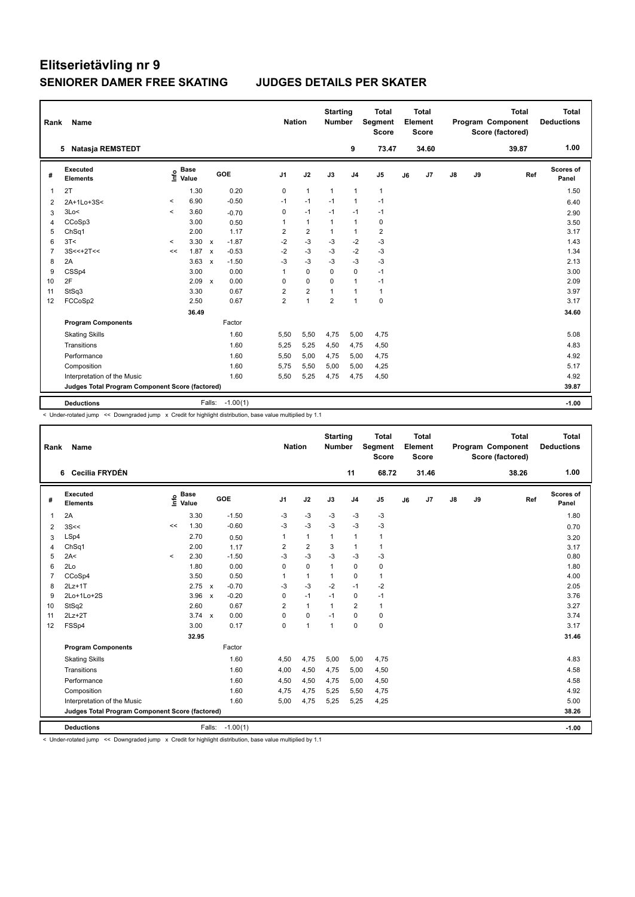# Elitserietävling nr 9

## SENIORER DAMER FREE SKATING    JUDGES DETAILS PER SKATER

| Rank | Name | Nation | Starting Number | Total Segment Score | Total Element Score | Total Program Component Score (factored) | Total Deductions |
|---|---|---|---|---|---|---|---|
| 5 | Natasja REMSTEDT | | 9 | 73.47 | 34.60 | 39.87 | 1.00 |

| # | Executed Elements | Info | Base Value | | GOE | J1 | J2 | J3 | J4 | J5 | J6 | J7 | J8 | J9 | Ref | Scores of Panel |
|---|---|---|---|---|---|---|---|---|---|---|---|---|---|---|---|---|
| 1 | 2T | | 1.30 | | 0.20 | 0 | 1 | 1 | 1 | 1 | | | | | | 1.50 |
| 2 | 2A+1Lo+3S< | < | 6.90 | | -0.50 | -1 | -1 | -1 | 1 | -1 | | | | | | 6.40 |
| 3 | 3Lo< | < | 3.60 | | -0.70 | 0 | -1 | -1 | -1 | -1 | | | | | | 2.90 |
| 4 | CCoSp3 | | 3.00 | | 0.50 | 1 | 1 | 1 | 1 | 0 | | | | | | 3.50 |
| 5 | ChSq1 | | 2.00 | | 1.17 | 2 | 2 | 1 | 1 | 2 | | | | | | 3.17 |
| 6 | 3T< | < | 3.30 | x | -1.87 | -2 | -3 | -3 | -2 | -3 | | | | | | 1.43 |
| 7 | 3S<<+2T<< | << | 1.87 | x | -0.53 | -2 | -3 | -3 | -2 | -3 | | | | | | 1.34 |
| 8 | 2A | | 3.63 | x | -1.50 | -3 | -3 | -3 | -3 | -3 | | | | | | 2.13 |
| 9 | CSSp4 | | 3.00 | | 0.00 | 1 | 0 | 0 | 0 | -1 | | | | | | 3.00 |
| 10 | 2F | | 2.09 | x | 0.00 | 0 | 0 | 0 | 1 | -1 | | | | | | 2.09 |
| 11 | StSq3 | | 3.30 | | 0.67 | 2 | 2 | 1 | 1 | 1 | | | | | | 3.97 |
| 12 | FCCoSp2 | | 2.50 | | 0.67 | 2 | 1 | 2 | 1 | 0 | | | | | | 3.17 |
| | | | 36.49 | | | | | | | | | | | | | 34.60 |
| | **Program Components** | | | | Factor | | | | | | | | | | | |
| | Skating Skills | | | | 1.60 | 5,50 | 5,50 | 4,75 | 5,00 | 4,75 | | | | | | 5.08 |
| | Transitions | | | | 1.60 | 5,25 | 5,25 | 4,50 | 4,75 | 4,50 | | | | | | 4.83 |
| | Performance | | | | 1.60 | 5,50 | 5,00 | 4,75 | 5,00 | 4,75 | | | | | | 4.92 |
| | Composition | | | | 1.60 | 5,75 | 5,50 | 5,00 | 5,00 | 4,25 | | | | | | 5.17 |
| | Interpretation of the Music | | | | 1.60 | 5,50 | 5,25 | 4,75 | 4,75 | 4,50 | | | | | | 4.92 |
| | **Judges Total Program Component Score (factored)** | | | | | | | | | | | | | | | 39.87 |
| | **Deductions** | | | Falls: | -1.00(1) | | | | | | | | | | | -1.00 |

< Under-rotated jump << Downgraded jump x Credit for highlight distribution, base value multiplied by 1.1

| Rank | Name | Nation | Starting Number | Total Segment Score | Total Element Score | Total Program Component Score (factored) | Total Deductions |
|---|---|---|---|---|---|---|---|
| 6 | Cecilia FRYDÉN | | 11 | 68.72 | 31.46 | 38.26 | 1.00 |

| # | Executed Elements | Info | Base Value | | GOE | J1 | J2 | J3 | J4 | J5 | J6 | J7 | J8 | J9 | Ref | Scores of Panel |
|---|---|---|---|---|---|---|---|---|---|---|---|---|---|---|---|---|
| 1 | 2A | | 3.30 | | -1.50 | -3 | -3 | -3 | -3 | -3 | | | | | | 1.80 |
| 2 | 3S<< | << | 1.30 | | -0.60 | -3 | -3 | -3 | -3 | -3 | | | | | | 0.70 |
| 3 | LSp4 | | 2.70 | | 0.50 | 1 | 1 | 1 | 1 | 1 | | | | | | 3.20 |
| 4 | ChSq1 | | 2.00 | | 1.17 | 2 | 2 | 3 | 1 | 1 | | | | | | 3.17 |
| 5 | 2A< | < | 2.30 | | -1.50 | -3 | -3 | -3 | -3 | -3 | | | | | | 0.80 |
| 6 | 2Lo | | 1.80 | | 0.00 | 0 | 0 | 1 | 0 | 0 | | | | | | 1.80 |
| 7 | CCoSp4 | | 3.50 | | 0.50 | 1 | 1 | 1 | 0 | 1 | | | | | | 4.00 |
| 8 | 2Lz+1T | | 2.75 | x | -0.70 | -3 | -3 | -2 | -1 | -2 | | | | | | 2.05 |
| 9 | 2Lo+1Lo+2S | | 3.96 | x | -0.20 | 0 | -1 | -1 | 0 | -1 | | | | | | 3.76 |
| 10 | StSq2 | | 2.60 | | 0.67 | 2 | 1 | 1 | 2 | 1 | | | | | | 3.27 |
| 11 | 2Lz+2T | | 3.74 | x | 0.00 | 0 | 0 | -1 | 0 | 0 | | | | | | 3.74 |
| 12 | FSSp4 | | 3.00 | | 0.17 | 0 | 1 | 1 | 0 | 0 | | | | | | 3.17 |
| | | | 32.95 | | | | | | | | | | | | | 31.46 |
| | **Program Components** | | | | Factor | | | | | | | | | | | |
| | Skating Skills | | | | 1.60 | 4,50 | 4,75 | 5,00 | 5,00 | 4,75 | | | | | | 4.83 |
| | Transitions | | | | 1.60 | 4,00 | 4,50 | 4,75 | 5,00 | 4,50 | | | | | | 4.58 |
| | Performance | | | | 1.60 | 4,50 | 4,50 | 4,75 | 5,00 | 4,50 | | | | | | 4.58 |
| | Composition | | | | 1.60 | 4,75 | 4,75 | 5,25 | 5,50 | 4,75 | | | | | | 4.92 |
| | Interpretation of the Music | | | | 1.60 | 5,00 | 4,75 | 5,25 | 5,25 | 4,25 | | | | | | 5.00 |
| | **Judges Total Program Component Score (factored)** | | | | | | | | | | | | | | | 38.26 |
| | **Deductions** | | | Falls: | -1.00(1) | | | | | | | | | | | -1.00 |

< Under-rotated jump << Downgraded jump x Credit for highlight distribution, base value multiplied by 1.1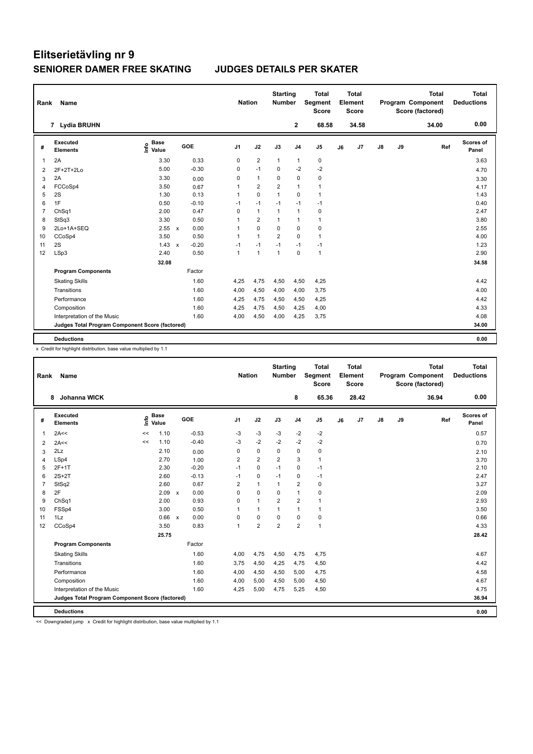# Elitserietävling nr 9

## SENIORER DAMER FREE SKATING JUDGES DETAILS PER SKATER

| Rank | Name | Nation | Starting Number | Total Segment Score | Total Element Score | Total Program Component Score (factored) | Total Deductions |
|---|---|---|---|---|---|---|---|
| 7 | Lydia BRUHN | | 2 | 68.58 | 34.58 | 34.00 | 0.00 |

| # | Executed Elements | Info | Base Value | | GOE | J1 | J2 | J3 | J4 | J5 | J6 | J7 | J8 | J9 | Ref | Scores of Panel |
|---|---|---|---|---|---|---|---|---|---|---|---|---|---|---|---|---|
| 1 | 2A | | 3.30 | | 0.33 | 0 | 2 | 1 | 1 | 0 | | | | | | 3.63 |
| 2 | 2F+2T+2Lo | | 5.00 | | -0.30 | 0 | -1 | 0 | -2 | -2 | | | | | | 4.70 |
| 3 | 2A | | 3.30 | | 0.00 | 0 | 1 | 0 | 0 | 0 | | | | | | 3.30 |
| 4 | FCCoSp4 | | 3.50 | | 0.67 | 1 | 2 | 2 | 1 | 1 | | | | | | 4.17 |
| 5 | 2S | | 1.30 | | 0.13 | 1 | 0 | 1 | 0 | 1 | | | | | | 1.43 |
| 6 | 1F | | 0.50 | | -0.10 | -1 | -1 | -1 | -1 | -1 | | | | | | 0.40 |
| 7 | ChSq1 | | 2.00 | | 0.47 | 0 | 1 | 1 | 1 | 0 | | | | | | 2.47 |
| 8 | StSq3 | | 3.30 | | 0.50 | 1 | 2 | 1 | 1 | 1 | | | | | | 3.80 |
| 9 | 2Lo+1A+SEQ | | 2.55 | x | 0.00 | 1 | 0 | 0 | 0 | 0 | | | | | | 2.55 |
| 10 | CCoSp4 | | 3.50 | | 0.50 | 1 | 1 | 2 | 0 | 1 | | | | | | 4.00 |
| 11 | 2S | | 1.43 | x | -0.20 | -1 | -1 | -1 | -1 | -1 | | | | | | 1.23 |
| 12 | LSp3 | | 2.40 | | 0.50 | 1 | 1 | 1 | 0 | 1 | | | | | | 2.90 |
| | | | 32.08 | | | | | | | | | | | | | 34.58 |
| | **Program Components** | | | | Factor | | | | | | | | | | | |
| | Skating Skills | | | | 1.60 | 4,25 | 4,75 | 4,50 | 4,50 | 4,25 | | | | | | 4.42 |
| | Transitions | | | | 1.60 | 4,00 | 4,50 | 4,00 | 4,00 | 3,75 | | | | | | 4.00 |
| | Performance | | | | 1.60 | 4,25 | 4,75 | 4,50 | 4,50 | 4,25 | | | | | | 4.42 |
| | Composition | | | | 1.60 | 4,25 | 4,75 | 4,50 | 4,25 | 4,00 | | | | | | 4.33 |
| | Interpretation of the Music | | | | 1.60 | 4,00 | 4,50 | 4,00 | 4,25 | 3,75 | | | | | | 4.08 |
| | **Judges Total Program Component Score (factored)** | | | | | | | | | | | | | | | 34.00 |
| | **Deductions** | | | | | | | | | | | | | | | 0.00 |

x Credit for highlight distribution, base value multiplied by 1.1

| Rank | Name | Nation | Starting Number | Total Segment Score | Total Element Score | Total Program Component Score (factored) | Total Deductions |
|---|---|---|---|---|---|---|---|
| 8 | Johanna WICK | | 8 | 65.36 | 28.42 | 36.94 | 0.00 |

| # | Executed Elements | Info | Base Value | | GOE | J1 | J2 | J3 | J4 | J5 | J6 | J7 | J8 | J9 | Ref | Scores of Panel |
|---|---|---|---|---|---|---|---|---|---|---|---|---|---|---|---|---|
| 1 | 2A<< | << | 1.10 | | -0.53 | -3 | -3 | -3 | -2 | -2 | | | | | | 0.57 |
| 2 | 2A<< | << | 1.10 | | -0.40 | -3 | -2 | -2 | -2 | -2 | | | | | | 0.70 |
| 3 | 2Lz | | 2.10 | | 0.00 | 0 | 0 | 0 | 0 | 0 | | | | | | 2.10 |
| 4 | LSp4 | | 2.70 | | 1.00 | 2 | 2 | 2 | 3 | 1 | | | | | | 3.70 |
| 5 | 2F+1T | | 2.30 | | -0.20 | -1 | 0 | -1 | 0 | -1 | | | | | | 2.10 |
| 6 | 2S+2T | | 2.60 | | -0.13 | -1 | 0 | -1 | 0 | -1 | | | | | | 2.47 |
| 7 | StSq2 | | 2.60 | | 0.67 | 2 | 1 | 1 | 2 | 0 | | | | | | 3.27 |
| 8 | 2F | | 2.09 | x | 0.00 | 0 | 0 | 0 | 1 | 0 | | | | | | 2.09 |
| 9 | ChSq1 | | 2.00 | | 0.93 | 0 | 1 | 2 | 2 | 1 | | | | | | 2.93 |
| 10 | FSSp4 | | 3.00 | | 0.50 | 1 | 1 | 1 | 1 | 1 | | | | | | 3.50 |
| 11 | 1Lz | | 0.66 | x | 0.00 | 0 | 0 | 0 | 0 | 0 | | | | | | 0.66 |
| 12 | CCoSp4 | | 3.50 | | 0.83 | 1 | 2 | 2 | 2 | 1 | | | | | | 4.33 |
| | | | 25.75 | | | | | | | | | | | | | 28.42 |
| | **Program Components** | | | | Factor | | | | | | | | | | | |
| | Skating Skills | | | | 1.60 | 4,00 | 4,75 | 4,50 | 4,75 | 4,75 | | | | | | 4.67 |
| | Transitions | | | | 1.60 | 3,75 | 4,50 | 4,25 | 4,75 | 4,50 | | | | | | 4.42 |
| | Performance | | | | 1.60 | 4,00 | 4,50 | 4,50 | 5,00 | 4,75 | | | | | | 4.58 |
| | Composition | | | | 1.60 | 4,00 | 5,00 | 4,50 | 5,00 | 4,50 | | | | | | 4.67 |
| | Interpretation of the Music | | | | 1.60 | 4,25 | 5,00 | 4,75 | 5,25 | 4,50 | | | | | | 4.75 |
| | **Judges Total Program Component Score (factored)** | | | | | | | | | | | | | | | 36.94 |
| | **Deductions** | | | | | | | | | | | | | | | 0.00 |

<< Downgraded jump x Credit for highlight distribution, base value multiplied by 1.1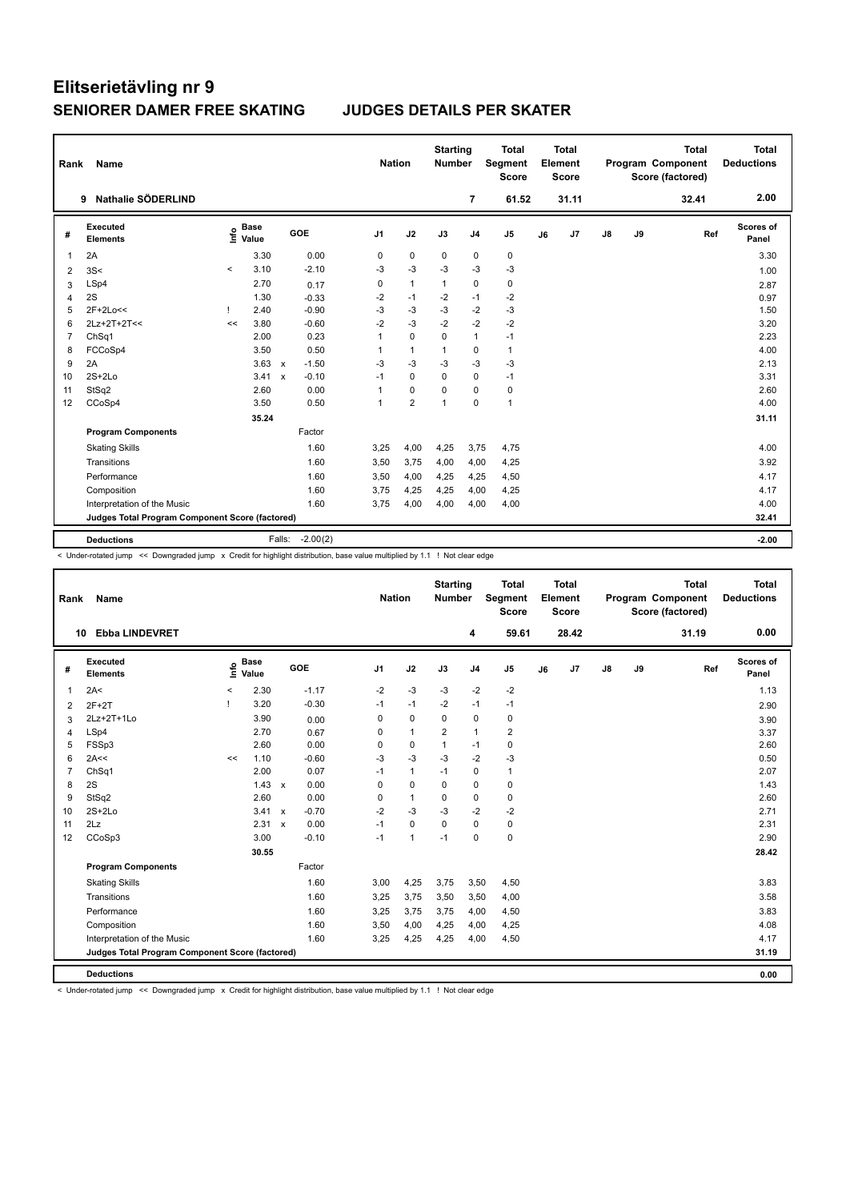# Elitserietävling nr 9

## SENIORER DAMER FREE SKATING JUDGES DETAILS PER SKATER

| Rank | Name | Nation | Starting Number | Total Segment Score | Total Element Score | Total Program Component Score (factored) | Total Deductions |
|---|---|---|---|---|---|---|---|
| 9 | Nathalie SÖDERLIND | | 7 | 61.52 | 31.11 | 32.41 | 2.00 |

| # | Executed Elements | Info | Base Value | | GOE | J1 | J2 | J3 | J4 | J5 | J6 | J7 | J8 | J9 | Ref | Scores of Panel |
|---|---|---|---|---|---|---|---|---|---|---|---|---|---|---|---|---|
| 1 | 2A | | 3.30 | | 0.00 | 0 | 0 | 0 | 0 | 0 | | | | | | 3.30 |
| 2 | 3S< | < | 3.10 | | -2.10 | -3 | -3 | -3 | -3 | -3 | | | | | | 1.00 |
| 3 | LSp4 | | 2.70 | | 0.17 | 0 | 1 | 1 | 0 | 0 | | | | | | 2.87 |
| 4 | 2S | | 1.30 | | -0.33 | -2 | -1 | -2 | -1 | -2 | | | | | | 0.97 |
| 5 | 2F+2Lo<< | ! | 2.40 | | -0.90 | -3 | -3 | -3 | -2 | -3 | | | | | | 1.50 |
| 6 | 2Lz+2T+2T<< | << | 3.80 | | -0.60 | -2 | -3 | -2 | -2 | -2 | | | | | | 3.20 |
| 7 | ChSq1 | | 2.00 | | 0.23 | 1 | 0 | 0 | 1 | -1 | | | | | | 2.23 |
| 8 | FCCoSp4 | | 3.50 | | 0.50 | 1 | 1 | 1 | 0 | 1 | | | | | | 4.00 |
| 9 | 2A | | 3.63 | x | -1.50 | -3 | -3 | -3 | -3 | -3 | | | | | | 2.13 |
| 10 | 2S+2Lo | | 3.41 | x | -0.10 | -1 | 0 | 0 | 0 | -1 | | | | | | 3.31 |
| 11 | StSq2 | | 2.60 | | 0.00 | 1 | 0 | 0 | 0 | 0 | | | | | | 2.60 |
| 12 | CCoSp4 | | 3.50 | | 0.50 | 1 | 2 | 1 | 0 | 1 | | | | | | 4.00 |
| | | | 35.24 | | | | | | | | | | | | | 31.11 |
| | **Program Components** | | | | Factor | | | | | | | | | | | |
| | Skating Skills | | | | 1.60 | 3,25 | 4,00 | 4,25 | 3,75 | 4,75 | | | | | | 4.00 |
| | Transitions | | | | 1.60 | 3,50 | 3,75 | 4,00 | 4,00 | 4,25 | | | | | | 3.92 |
| | Performance | | | | 1.60 | 3,50 | 4,00 | 4,25 | 4,25 | 4,50 | | | | | | 4.17 |
| | Composition | | | | 1.60 | 3,75 | 4,25 | 4,25 | 4,00 | 4,25 | | | | | | 4.17 |
| | Interpretation of the Music | | | | 1.60 | 3,75 | 4,00 | 4,00 | 4,00 | 4,00 | | | | | | 4.00 |
| | **Judges Total Program Component Score (factored)** | | | | | | | | | | | | | | | 32.41 |
| | **Deductions** | | | Falls: | -2.00(2) | | | | | | | | | | | -2.00 |

< Under-rotated jump << Downgraded jump x Credit for highlight distribution, base value multiplied by 1.1 ! Not clear edge

| Rank | Name | Nation | Starting Number | Total Segment Score | Total Element Score | Total Program Component Score (factored) | Total Deductions |
|---|---|---|---|---|---|---|---|
| 10 | Ebba LINDEVRET | | 4 | 59.61 | 28.42 | 31.19 | 0.00 |

| # | Executed Elements | Info | Base Value | | GOE | J1 | J2 | J3 | J4 | J5 | J6 | J7 | J8 | J9 | Ref | Scores of Panel |
|---|---|---|---|---|---|---|---|---|---|---|---|---|---|---|---|---|
| 1 | 2A< | < | 2.30 | | -1.17 | -2 | -3 | -3 | -2 | -2 | | | | | | 1.13 |
| 2 | 2F+2T | ! | 3.20 | | -0.30 | -1 | -1 | -2 | -1 | -1 | | | | | | 2.90 |
| 3 | 2Lz+2T+1Lo | | 3.90 | | 0.00 | 0 | 0 | 0 | 0 | 0 | | | | | | 3.90 |
| 4 | LSp4 | | 2.70 | | 0.67 | 0 | 1 | 2 | 1 | 2 | | | | | | 3.37 |
| 5 | FSSp3 | | 2.60 | | 0.00 | 0 | 0 | 1 | -1 | 0 | | | | | | 2.60 |
| 6 | 2A<< | << | 1.10 | | -0.60 | -3 | -3 | -3 | -2 | -3 | | | | | | 0.50 |
| 7 | ChSq1 | | 2.00 | | 0.07 | -1 | 1 | -1 | 0 | 1 | | | | | | 2.07 |
| 8 | 2S | | 1.43 | x | 0.00 | 0 | 0 | 0 | 0 | 0 | | | | | | 1.43 |
| 9 | StSq2 | | 2.60 | | 0.00 | 0 | 1 | 0 | 0 | 0 | | | | | | 2.60 |
| 10 | 2S+2Lo | | 3.41 | x | -0.70 | -2 | -3 | -3 | -2 | -2 | | | | | | 2.71 |
| 11 | 2Lz | | 2.31 | x | 0.00 | -1 | 0 | 0 | 0 | 0 | | | | | | 2.31 |
| 12 | CCoSp3 | | 3.00 | | -0.10 | -1 | 1 | -1 | 0 | 0 | | | | | | 2.90 |
| | | | 30.55 | | | | | | | | | | | | | 28.42 |
| | **Program Components** | | | | Factor | | | | | | | | | | | |
| | Skating Skills | | | | 1.60 | 3,00 | 4,25 | 3,75 | 3,50 | 4,50 | | | | | | 3.83 |
| | Transitions | | | | 1.60 | 3,25 | 3,75 | 3,50 | 3,50 | 4,00 | | | | | | 3.58 |
| | Performance | | | | 1.60 | 3,25 | 3,75 | 3,75 | 4,00 | 4,50 | | | | | | 3.83 |
| | Composition | | | | 1.60 | 3,50 | 4,00 | 4,25 | 4,00 | 4,25 | | | | | | 4.08 |
| | Interpretation of the Music | | | | 1.60 | 3,25 | 4,25 | 4,25 | 4,00 | 4,50 | | | | | | 4.17 |
| | **Judges Total Program Component Score (factored)** | | | | | | | | | | | | | | | 31.19 |
| | **Deductions** | | | | | | | | | | | | | | | 0.00 |

< Under-rotated jump << Downgraded jump x Credit for highlight distribution, base value multiplied by 1.1 ! Not clear edge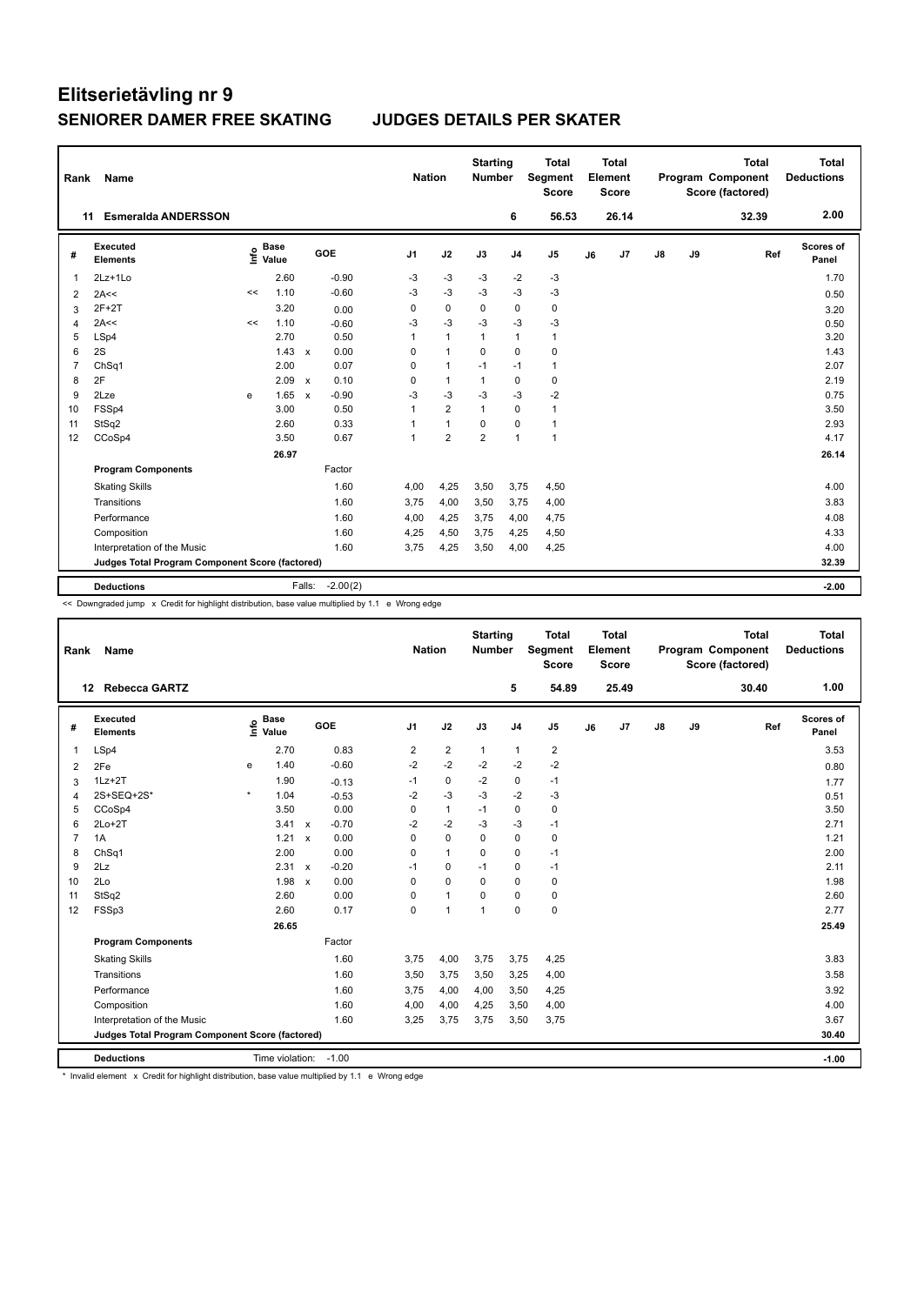# Elitserietävling nr 9

## SENIORER DAMER FREE SKATING JUDGES DETAILS PER SKATER

| Rank | Name | Nation | Starting Number | Total Segment Score | Total Element Score | Total Program Component Score (factored) | Total Deductions |
|---|---|---|---|---|---|---|---|
| 11 | Esmeralda ANDERSSON | | 6 | 56.53 | 26.14 | 32.39 | 2.00 |

| # | Executed Elements | Info | Base Value | | GOE | J1 | J2 | J3 | J4 | J5 | J6 | J7 | J8 | J9 | Ref | Scores of Panel |
|---|---|---|---|---|---|---|---|---|---|---|---|---|---|---|---|---|
| 1 | 2Lz+1Lo | | 2.60 | | -0.90 | -3 | -3 | -3 | -2 | -3 | | | | | | 1.70 |
| 2 | 2A<< | << | 1.10 | | -0.60 | -3 | -3 | -3 | -3 | -3 | | | | | | 0.50 |
| 3 | 2F+2T | | 3.20 | | 0.00 | 0 | 0 | 0 | 0 | 0 | | | | | | 3.20 |
| 4 | 2A<< | << | 1.10 | | -0.60 | -3 | -3 | -3 | -3 | -3 | | | | | | 0.50 |
| 5 | LSp4 | | 2.70 | | 0.50 | 1 | 1 | 1 | 1 | 1 | | | | | | 3.20 |
| 6 | 2S | | 1.43 | x | 0.00 | 0 | 1 | 0 | 0 | 0 | | | | | | 1.43 |
| 7 | ChSq1 | | 2.00 | | 0.07 | 0 | 1 | -1 | -1 | 1 | | | | | | 2.07 |
| 8 | 2F | | 2.09 | x | 0.10 | 0 | 1 | 1 | 0 | 0 | | | | | | 2.19 |
| 9 | 2Lze | e | 1.65 | x | -0.90 | -3 | -3 | -3 | -3 | -2 | | | | | | 0.75 |
| 10 | FSSp4 | | 3.00 | | 0.50 | 1 | 2 | 1 | 0 | 1 | | | | | | 3.50 |
| 11 | StSq2 | | 2.60 | | 0.33 | 1 | 1 | 0 | 0 | 1 | | | | | | 2.93 |
| 12 | CCoSp4 | | 3.50 | | 0.67 | 1 | 2 | 2 | 1 | 1 | | | | | | 4.17 |
| | | | 26.97 | | | | | | | | | | | | | 26.14 |
| | **Program Components** | | | | Factor | | | | | | | | | | | |
| | Skating Skills | | | | 1.60 | 4,00 | 4,25 | 3,50 | 3,75 | 4,50 | | | | | | 4.00 |
| | Transitions | | | | 1.60 | 3,75 | 4,00 | 3,50 | 3,75 | 4,00 | | | | | | 3.83 |
| | Performance | | | | 1.60 | 4,00 | 4,25 | 3,75 | 4,00 | 4,75 | | | | | | 4.08 |
| | Composition | | | | 1.60 | 4,25 | 4,50 | 3,75 | 4,25 | 4,50 | | | | | | 4.33 |
| | Interpretation of the Music | | | | 1.60 | 3,75 | 4,25 | 3,50 | 4,00 | 4,25 | | | | | | 4.00 |
| | **Judges Total Program Component Score (factored)** | | | | | | | | | | | | | | | 32.39 |
| | **Deductions** | | | Falls: | -2.00(2) | | | | | | | | | | | -2.00 |

<< Downgraded jump x Credit for highlight distribution, base value multiplied by 1.1 e Wrong edge

| Rank | Name | Nation | Starting Number | Total Segment Score | Total Element Score | Total Program Component Score (factored) | Total Deductions |
|---|---|---|---|---|---|---|---|
| 12 | Rebecca GARTZ | | 5 | 54.89 | 25.49 | 30.40 | 1.00 |

| # | Executed Elements | Info | Base Value | | GOE | J1 | J2 | J3 | J4 | J5 | J6 | J7 | J8 | J9 | Ref | Scores of Panel |
|---|---|---|---|---|---|---|---|---|---|---|---|---|---|---|---|---|
| 1 | LSp4 | | 2.70 | | 0.83 | 2 | 2 | 1 | 1 | 2 | | | | | | 3.53 |
| 2 | 2Fe | e | 1.40 | | -0.60 | -2 | -2 | -2 | -2 | -2 | | | | | | 0.80 |
| 3 | 1Lz+2T | | 1.90 | | -0.13 | -1 | 0 | -2 | 0 | -1 | | | | | | 1.77 |
| 4 | 2S+SEQ+2S* | * | 1.04 | | -0.53 | -2 | -3 | -3 | -2 | -3 | | | | | | 0.51 |
| 5 | CCoSp4 | | 3.50 | | 0.00 | 0 | 1 | -1 | 0 | 0 | | | | | | 3.50 |
| 6 | 2Lo+2T | | 3.41 | x | -0.70 | -2 | -2 | -3 | -3 | -1 | | | | | | 2.71 |
| 7 | 1A | | 1.21 | x | 0.00 | 0 | 0 | 0 | 0 | 0 | | | | | | 1.21 |
| 8 | ChSq1 | | 2.00 | | 0.00 | 0 | 1 | 0 | 0 | -1 | | | | | | 2.00 |
| 9 | 2Lz | | 2.31 | x | -0.20 | -1 | 0 | -1 | 0 | -1 | | | | | | 2.11 |
| 10 | 2Lo | | 1.98 | x | 0.00 | 0 | 0 | 0 | 0 | 0 | | | | | | 1.98 |
| 11 | StSq2 | | 2.60 | | 0.00 | 0 | 1 | 0 | 0 | 0 | | | | | | 2.60 |
| 12 | FSSp3 | | 2.60 | | 0.17 | 0 | 1 | 1 | 0 | 0 | | | | | | 2.77 |
| | | | 26.65 | | | | | | | | | | | | | 25.49 |
| | **Program Components** | | | | Factor | | | | | | | | | | | |
| | Skating Skills | | | | 1.60 | 3,75 | 4,00 | 3,75 | 3,75 | 4,25 | | | | | | 3.83 |
| | Transitions | | | | 1.60 | 3,50 | 3,75 | 3,50 | 3,25 | 4,00 | | | | | | 3.58 |
| | Performance | | | | 1.60 | 3,75 | 4,00 | 4,00 | 3,50 | 4,25 | | | | | | 3.92 |
| | Composition | | | | 1.60 | 4,00 | 4,00 | 4,25 | 3,50 | 4,00 | | | | | | 4.00 |
| | Interpretation of the Music | | | | 1.60 | 3,25 | 3,75 | 3,75 | 3,50 | 3,75 | | | | | | 3.67 |
| | **Judges Total Program Component Score (factored)** | | | | | | | | | | | | | | | 30.40 |
| | **Deductions** | | | Time violation: | -1.00 | | | | | | | | | | | -1.00 |

* Invalid element x Credit for highlight distribution, base value multiplied by 1.1 e Wrong edge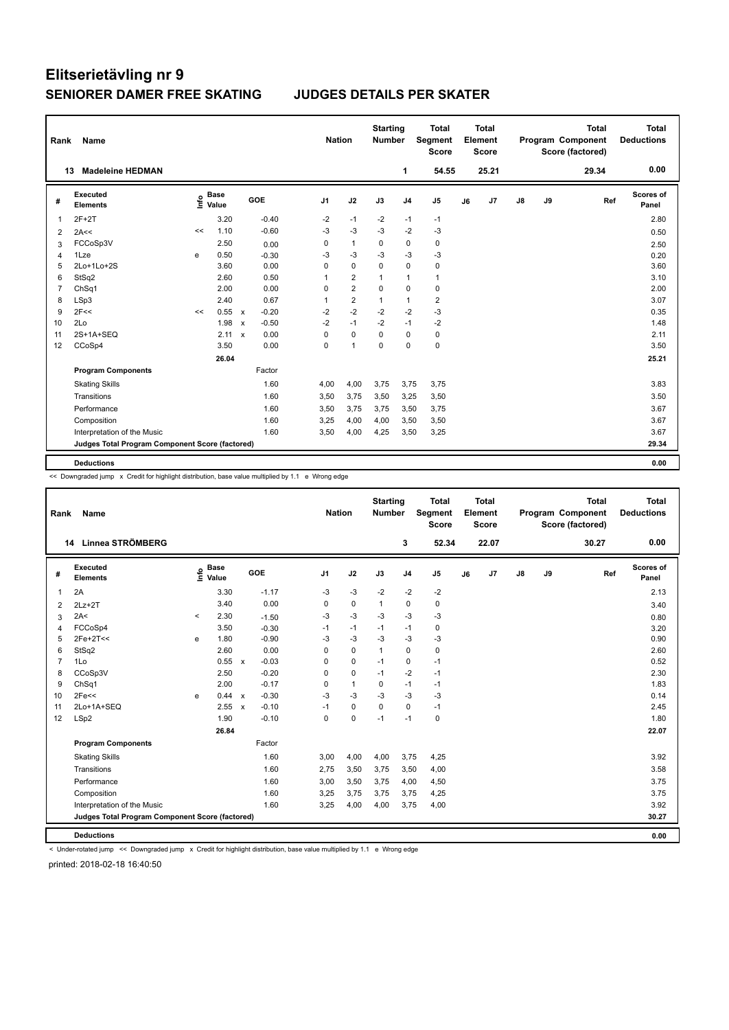# Elitserietävling nr 9

## SENIORER DAMER FREE SKATING JUDGES DETAILS PER SKATER

| Rank | Name | Nation | Starting Number | Total Segment Score | Total Element Score | Total Program Component Score (factored) | Total Deductions |
|---|---|---|---|---|---|---|---|
| 13 | Madeleine HEDMAN | | 1 | 54.55 | 25.21 | 29.34 | 0.00 |

| # | Executed Elements | Info | Base Value | | GOE | J1 | J2 | J3 | J4 | J5 | J6 | J7 | J8 | J9 | Ref | Scores of Panel |
|---|---|---|---|---|---|---|---|---|---|---|---|---|---|---|---|---|
| 1 | 2F+2T | | 3.20 | | -0.40 | -2 | -1 | -2 | -1 | -1 | | | | | | 2.80 |
| 2 | 2A<< | << | 1.10 | | -0.60 | -3 | -3 | -3 | -2 | -3 | | | | | | 0.50 |
| 3 | FCCoSp3V | | 2.50 | | 0.00 | 0 | 1 | 0 | 0 | 0 | | | | | | 2.50 |
| 4 | 1Lze | e | 0.50 | | -0.30 | -3 | -3 | -3 | -3 | -3 | | | | | | 0.20 |
| 5 | 2Lo+1Lo+2S | | 3.60 | | 0.00 | 0 | 0 | 0 | 0 | 0 | | | | | | 3.60 |
| 6 | StSq2 | | 2.60 | | 0.50 | 1 | 2 | 1 | 1 | 1 | | | | | | 3.10 |
| 7 | ChSq1 | | 2.00 | | 0.00 | 0 | 2 | 0 | 0 | 0 | | | | | | 2.00 |
| 8 | LSp3 | | 2.40 | | 0.67 | 1 | 2 | 1 | 1 | 2 | | | | | | 3.07 |
| 9 | 2F<< | << | 0.55 | x | -0.20 | -2 | -2 | -2 | -2 | -3 | | | | | | 0.35 |
| 10 | 2Lo | | 1.98 | x | -0.50 | -2 | -1 | -2 | -1 | -2 | | | | | | 1.48 |
| 11 | 2S+1A+SEQ | | 2.11 | x | 0.00 | 0 | 0 | 0 | 0 | 0 | | | | | | 2.11 |
| 12 | CCoSp4 | | 3.50 | | 0.00 | 0 | 1 | 0 | 0 | 0 | | | | | | 3.50 |
| | | | 26.04 | | | | | | | | | | | | | 25.21 |
| | **Program Components** | | | | Factor | | | | | | | | | | | |
| | Skating Skills | | | | 1.60 | 4,00 | 4,00 | 3,75 | 3,75 | 3,75 | | | | | | 3.83 |
| | Transitions | | | | 1.60 | 3,50 | 3,75 | 3,50 | 3,25 | 3,50 | | | | | | 3.50 |
| | Performance | | | | 1.60 | 3,50 | 3,75 | 3,75 | 3,50 | 3,75 | | | | | | 3.67 |
| | Composition | | | | 1.60 | 3,25 | 4,00 | 4,00 | 3,50 | 3,50 | | | | | | 3.67 |
| | Interpretation of the Music | | | | 1.60 | 3,50 | 4,00 | 4,25 | 3,50 | 3,25 | | | | | | 3.67 |
| | **Judges Total Program Component Score (factored)** | | | | | | | | | | | | | | | 29.34 |
| | **Deductions** | | | | | | | | | | | | | | | 0.00 |

<< Downgraded jump x Credit for highlight distribution, base value multiplied by 1.1 e Wrong edge

| Rank | Name | Nation | Starting Number | Total Segment Score | Total Element Score | Total Program Component Score (factored) | Total Deductions |
|---|---|---|---|---|---|---|---|
| 14 | Linnea STRÖMBERG | | 3 | 52.34 | 22.07 | 30.27 | 0.00 |

| # | Executed Elements | Info | Base Value | | GOE | J1 | J2 | J3 | J4 | J5 | J6 | J7 | J8 | J9 | Ref | Scores of Panel |
|---|---|---|---|---|---|---|---|---|---|---|---|---|---|---|---|---|
| 1 | 2A | | 3.30 | | -1.17 | -3 | -3 | -2 | -2 | -2 | | | | | | 2.13 |
| 2 | 2Lz+2T | | 3.40 | | 0.00 | 0 | 0 | 1 | 0 | 0 | | | | | | 3.40 |
| 3 | 2A< | < | 2.30 | | -1.50 | -3 | -3 | -3 | -3 | -3 | | | | | | 0.80 |
| 4 | FCCoSp4 | | 3.50 | | -0.30 | -1 | -1 | -1 | -1 | 0 | | | | | | 3.20 |
| 5 | 2Fe+2T<< | e | 1.80 | | -0.90 | -3 | -3 | -3 | -3 | -3 | | | | | | 0.90 |
| 6 | StSq2 | | 2.60 | | 0.00 | 0 | 0 | 1 | 0 | 0 | | | | | | 2.60 |
| 7 | 1Lo | | 0.55 | x | -0.03 | 0 | 0 | -1 | 0 | -1 | | | | | | 0.52 |
| 8 | CCoSp3V | | 2.50 | | -0.20 | 0 | 0 | -1 | -2 | -1 | | | | | | 2.30 |
| 9 | ChSq1 | | 2.00 | | -0.17 | 0 | 1 | 0 | -1 | -1 | | | | | | 1.83 |
| 10 | 2Fe<< | e | 0.44 | x | -0.30 | -3 | -3 | -3 | -3 | -3 | | | | | | 0.14 |
| 11 | 2Lo+1A+SEQ | | 2.55 | x | -0.10 | -1 | 0 | 0 | 0 | -1 | | | | | | 2.45 |
| 12 | LSp2 | | 1.90 | | -0.10 | 0 | 0 | -1 | -1 | 0 | | | | | | 1.80 |
| | | | 26.84 | | | | | | | | | | | | | 22.07 |
| | **Program Components** | | | | Factor | | | | | | | | | | | |
| | Skating Skills | | | | 1.60 | 3,00 | 4,00 | 4,00 | 3,75 | 4,25 | | | | | | 3.92 |
| | Transitions | | | | 1.60 | 2,75 | 3,50 | 3,75 | 3,50 | 4,00 | | | | | | 3.58 |
| | Performance | | | | 1.60 | 3,00 | 3,50 | 3,75 | 4,00 | 4,50 | | | | | | 3.75 |
| | Composition | | | | 1.60 | 3,25 | 3,75 | 3,75 | 3,75 | 4,25 | | | | | | 3.75 |
| | Interpretation of the Music | | | | 1.60 | 3,25 | 4,00 | 4,00 | 3,75 | 4,00 | | | | | | 3.92 |
| | **Judges Total Program Component Score (factored)** | | | | | | | | | | | | | | | 30.27 |
| | **Deductions** | | | | | | | | | | | | | | | 0.00 |

< Under-rotated jump << Downgraded jump x Credit for highlight distribution, base value multiplied by 1.1 e Wrong edge

printed: 2018-02-18 16:40:50